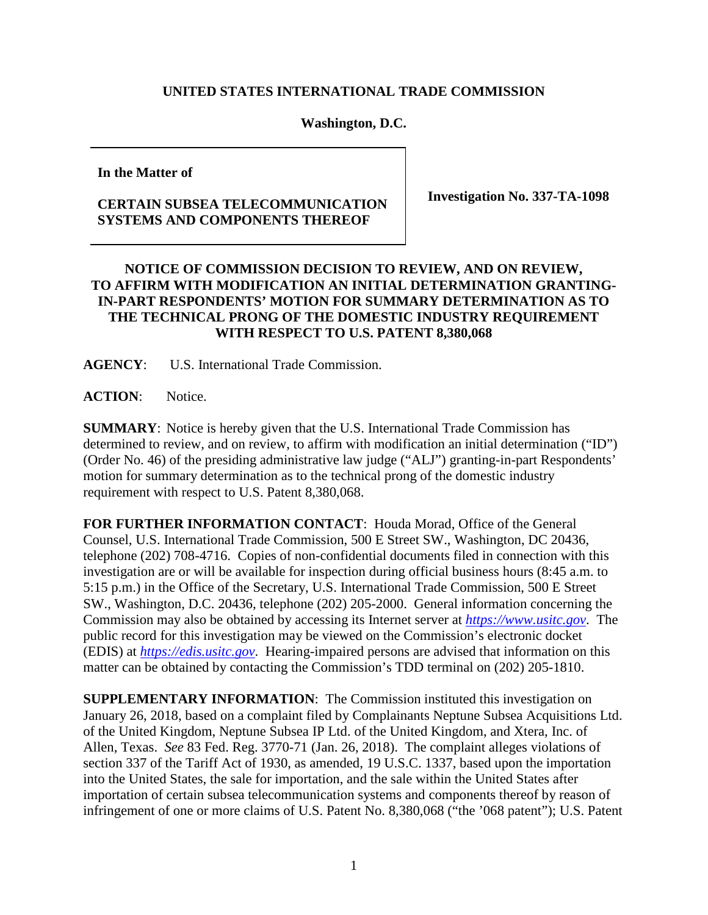**UNITED STATES INTERNATIONAL TRADE COMMISSION**

**Washington, D.C.**

| | |
|---|---|
| **In the Matter of**<br><br>**CERTAIN SUBSEA TELECOMMUNICATION SYSTEMS AND COMPONENTS THEREOF** | **Investigation No. 337-TA-1098** |

**NOTICE OF COMMISSION DECISION TO REVIEW, AND ON REVIEW, TO AFFIRM WITH MODIFICATION AN INITIAL DETERMINATION GRANTING-IN-PART RESPONDENTS' MOTION FOR SUMMARY DETERMINATION AS TO THE TECHNICAL PRONG OF THE DOMESTIC INDUSTRY REQUIREMENT WITH RESPECT TO U.S. PATENT 8,380,068**

**AGENCY**: U.S. International Trade Commission.

**ACTION**: Notice.

**SUMMARY**: Notice is hereby given that the U.S. International Trade Commission has determined to review, and on review, to affirm with modification an initial determination ("ID") (Order No. 46) of the presiding administrative law judge ("ALJ") granting-in-part Respondents' motion for summary determination as to the technical prong of the domestic industry requirement with respect to U.S. Patent 8,380,068.

**FOR FURTHER INFORMATION CONTACT**: Houda Morad, Office of the General Counsel, U.S. International Trade Commission, 500 E Street SW., Washington, DC 20436, telephone (202) 708-4716. Copies of non-confidential documents filed in connection with this investigation are or will be available for inspection during official business hours (8:45 a.m. to 5:15 p.m.) in the Office of the Secretary, U.S. International Trade Commission, 500 E Street SW., Washington, D.C. 20436, telephone (202) 205-2000. General information concerning the Commission may also be obtained by accessing its Internet server at *https://www.usitc.gov*. The public record for this investigation may be viewed on the Commission's electronic docket (EDIS) at *https://edis.usitc.gov*. Hearing-impaired persons are advised that information on this matter can be obtained by contacting the Commission's TDD terminal on (202) 205-1810.

**SUPPLEMENTARY INFORMATION**: The Commission instituted this investigation on January 26, 2018, based on a complaint filed by Complainants Neptune Subsea Acquisitions Ltd. of the United Kingdom, Neptune Subsea IP Ltd. of the United Kingdom, and Xtera, Inc. of Allen, Texas. *See* 83 Fed. Reg. 3770-71 (Jan. 26, 2018). The complaint alleges violations of section 337 of the Tariff Act of 1930, as amended, 19 U.S.C. 1337, based upon the importation into the United States, the sale for importation, and the sale within the United States after importation of certain subsea telecommunication systems and components thereof by reason of infringement of one or more claims of U.S. Patent No. 8,380,068 ("the '068 patent"); U.S. Patent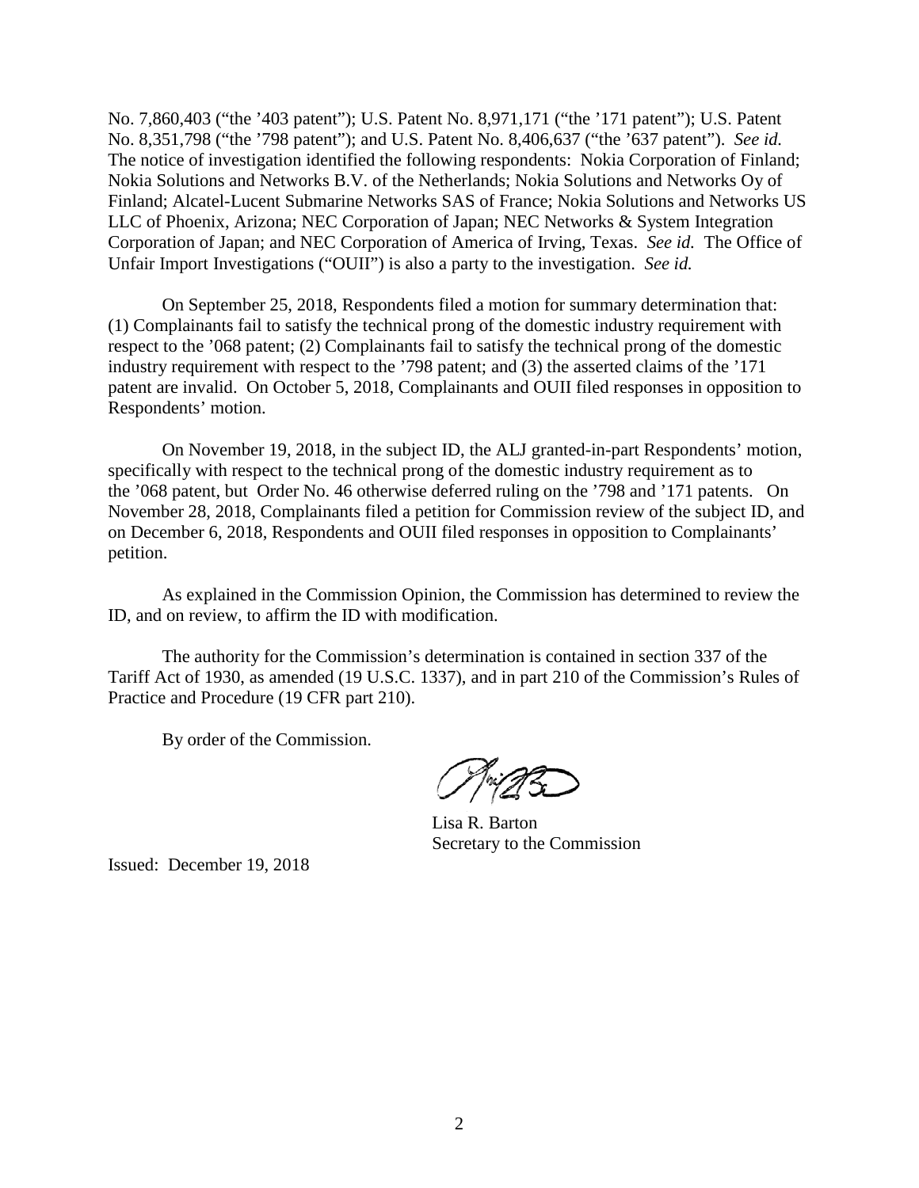No. 7,860,403 ("the '403 patent"); U.S. Patent No. 8,971,171 ("the '171 patent"); U.S. Patent No. 8,351,798 ("the '798 patent"); and U.S. Patent No. 8,406,637 ("the '637 patent"). *See id.* The notice of investigation identified the following respondents: Nokia Corporation of Finland; Nokia Solutions and Networks B.V. of the Netherlands; Nokia Solutions and Networks Oy of Finland; Alcatel-Lucent Submarine Networks SAS of France; Nokia Solutions and Networks US LLC of Phoenix, Arizona; NEC Corporation of Japan; NEC Networks & System Integration Corporation of Japan; and NEC Corporation of America of Irving, Texas. *See id.* The Office of Unfair Import Investigations ("OUII") is also a party to the investigation. *See id.*

On September 25, 2018, Respondents filed a motion for summary determination that: (1) Complainants fail to satisfy the technical prong of the domestic industry requirement with respect to the '068 patent; (2) Complainants fail to satisfy the technical prong of the domestic industry requirement with respect to the '798 patent; and (3) the asserted claims of the '171 patent are invalid. On October 5, 2018, Complainants and OUII filed responses in opposition to Respondents' motion.

On November 19, 2018, in the subject ID, the ALJ granted-in-part Respondents' motion, specifically with respect to the technical prong of the domestic industry requirement as to the '068 patent, but Order No. 46 otherwise deferred ruling on the '798 and '171 patents. On November 28, 2018, Complainants filed a petition for Commission review of the subject ID, and on December 6, 2018, Respondents and OUII filed responses in opposition to Complainants' petition.

As explained in the Commission Opinion, the Commission has determined to review the ID, and on review, to affirm the ID with modification.

The authority for the Commission's determination is contained in section 337 of the Tariff Act of 1930, as amended (19 U.S.C. 1337), and in part 210 of the Commission's Rules of Practice and Procedure (19 CFR part 210).

By order of the Commission.

Lisa R. Barton
Secretary to the Commission

Issued: December 19, 2018